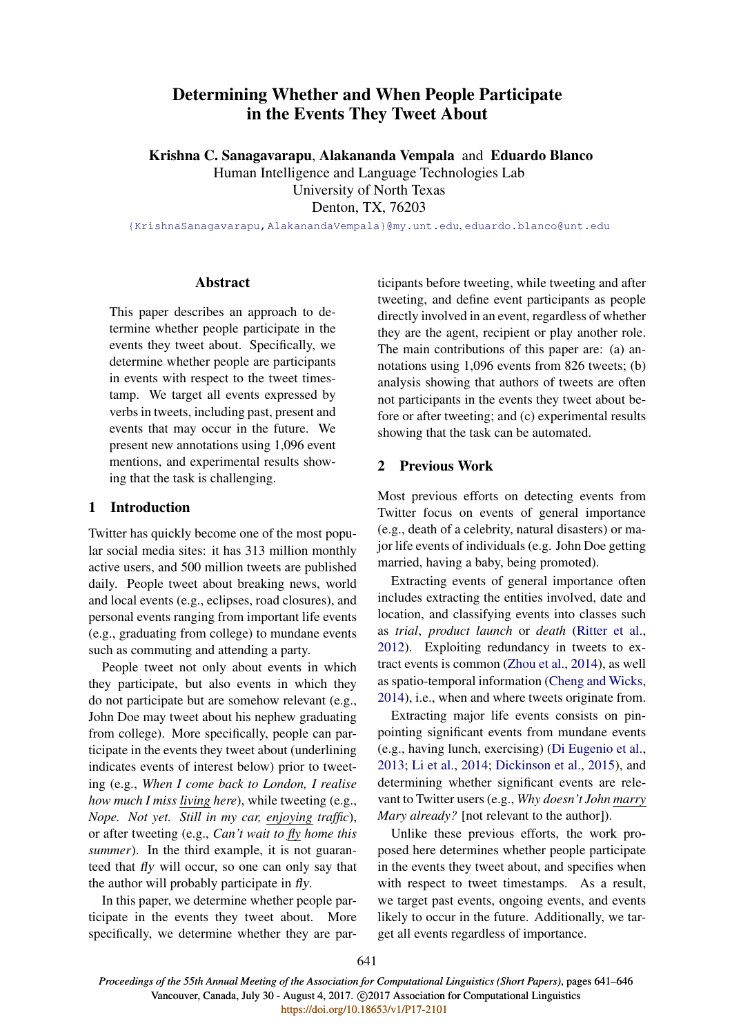# Determining Whether and When People Participate in the Events They Tweet About

**Krishna C. Sanagavarapu**, **Alakananda Vempala** and **Eduardo Blanco**
Human Intelligence and Language Technologies Lab
University of North Texas
Denton, TX, 76203
{KrishnaSanagavarapu,AlakanandaVempala}@my.unt.edu, eduardo.blanco@unt.edu

## Abstract

This paper describes an approach to determine whether people participate in the events they tweet about. Specifically, we determine whether people are participants in events with respect to the tweet timestamp. We target all events expressed by verbs in tweets, including past, present and events that may occur in the future. We present new annotations using 1,096 event mentions, and experimental results showing that the task is challenging.

## 1 Introduction

Twitter has quickly become one of the most popular social media sites: it has 313 million monthly active users, and 500 million tweets are published daily. People tweet about breaking news, world and local events (e.g., eclipses, road closures), and personal events ranging from important life events (e.g., graduating from college) to mundane events such as commuting and attending a party.

People tweet not only about events in which they participate, but also events in which they do not participate but are somehow relevant (e.g., John Doe may tweet about his nephew graduating from college). More specifically, people can participate in the events they tweet about (underlining indicates events of interest below) prior to tweeting (e.g., *When I come back to London, I realise how much I miss <u>living</u> here*), while tweeting (e.g., *Nope. Not yet. Still in my car, <u>enjoying</u> traffic*), or after tweeting (e.g., *Can't wait to <u>fly</u> home this summer*). In the third example, it is not guaranteed that *fly* will occur, so one can only say that the author will probably participate in *fly*.

In this paper, we determine whether people participate in the events they tweet about. More specifically, we determine whether they are participants before tweeting, while tweeting and after tweeting, and define event participants as people directly involved in an event, regardless of whether they are the agent, recipient or play another role. The main contributions of this paper are: (a) annotations using 1,096 events from 826 tweets; (b) analysis showing that authors of tweets are often not participants in the events they tweet about before or after tweeting; and (c) experimental results showing that the task can be automated.

## 2 Previous Work

Most previous efforts on detecting events from Twitter focus on events of general importance (e.g., death of a celebrity, natural disasters) or major life events of individuals (e.g. John Doe getting married, having a baby, being promoted).

Extracting events of general importance often includes extracting the entities involved, date and location, and classifying events into classes such as *trial*, *product launch* or *death* (Ritter et al., 2012). Exploiting redundancy in tweets to extract events is common (Zhou et al., 2014), as well as spatio-temporal information (Cheng and Wicks, 2014), i.e., when and where tweets originate from.

Extracting major life events consists on pinpointing significant events from mundane events (e.g., having lunch, exercising) (Di Eugenio et al., 2013; Li et al., 2014; Dickinson et al., 2015), and determining whether significant events are relevant to Twitter users (e.g., *Why doesn't John <u>marry</u> Mary already?* [not relevant to the author]).

Unlike these previous efforts, the work proposed here determines whether people participate in the events they tweet about, and specifies when with respect to tweet timestamps. As a result, we target past events, ongoing events, and events likely to occur in the future. Additionally, we target all events regardless of importance.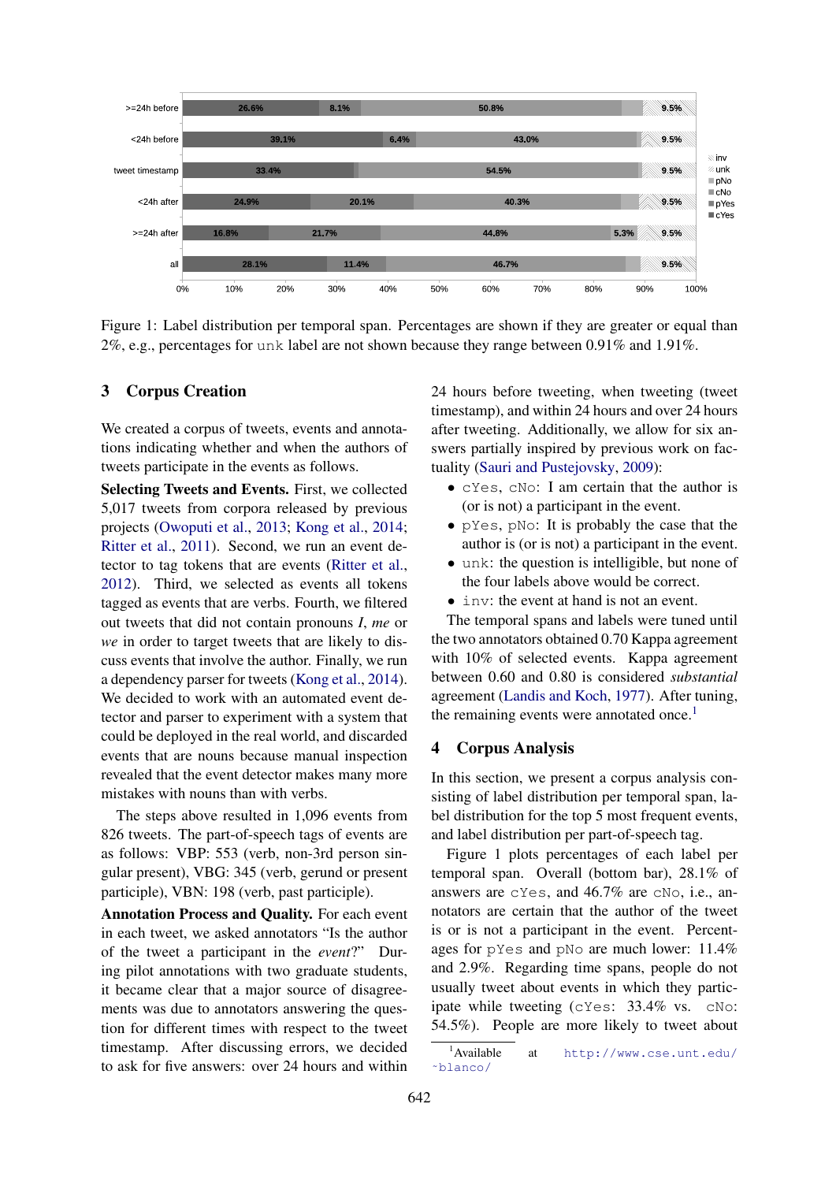Figure 1: Label distribution per temporal span. Percentages are shown if they are greater or equal than 2%, e.g., percentages for unk label are not shown because they range between 0.91% and 1.91%.

## 3 Corpus Creation

We created a corpus of tweets, events and annotations indicating whether and when the authors of tweets participate in the events as follows.

**Selecting Tweets and Events.** First, we collected 5,017 tweets from corpora released by previous projects (Owoputi et al., 2013; Kong et al., 2014; Ritter et al., 2011). Second, we run an event detector to tag tokens that are events (Ritter et al., 2012). Third, we selected as events all tokens tagged as events that are verbs. Fourth, we filtered out tweets that did not contain pronouns *I*, *me* or *we* in order to target tweets that are likely to discuss events that involve the author. Finally, we run a dependency parser for tweets (Kong et al., 2014). We decided to work with an automated event detector and parser to experiment with a system that could be deployed in the real world, and discarded events that are nouns because manual inspection revealed that the event detector makes many more mistakes with nouns than with verbs.

The steps above resulted in 1,096 events from 826 tweets. The part-of-speech tags of events are as follows: VBP: 553 (verb, non-3rd person singular present), VBG: 345 (verb, gerund or present participle), VBN: 198 (verb, past participle).

**Annotation Process and Quality.** For each event in each tweet, we asked annotators "Is the author of the tweet a participant in the *event*?" During pilot annotations with two graduate students, it became clear that a major source of disagreements was due to annotators answering the question for different times with respect to the tweet timestamp. After discussing errors, we decided to ask for five answers: over 24 hours and within 24 hours before tweeting, when tweeting (tweet timestamp), and within 24 hours and over 24 hours after tweeting. Additionally, we allow for six answers partially inspired by previous work on factuality (Saurí and Pustejovsky, 2009):

- cYes, cNo: I am certain that the author is (or is not) a participant in the event.
- pYes, pNo: It is probably the case that the author is (or is not) a participant in the event.
- unk: the question is intelligible, but none of the four labels above would be correct.
- inv: the event at hand is not an event.

The temporal spans and labels were tuned until the two annotators obtained 0.70 Kappa agreement with 10% of selected events. Kappa agreement between 0.60 and 0.80 is considered *substantial* agreement (Landis and Koch, 1977). After tuning, the remaining events were annotated once.[1]

## 4 Corpus Analysis

In this section, we present a corpus analysis consisting of label distribution per temporal span, label distribution for the top 5 most frequent events, and label distribution per part-of-speech tag.

Figure 1 plots percentages of each label per temporal span. Overall (bottom bar), 28.1% of answers are cYes, and 46.7% are cNo, i.e., annotators are certain that the author of the tweet is or is not a participant in the event. Percentages for pYes and pNo are much lower: 11.4% and 2.9%. Regarding time spans, people do not usually tweet about events in which they participate while tweeting (cYes: 33.4% vs. cNo: 54.5%). People are more likely to tweet about

[1] Available at http://www.cse.unt.edu/~blanco/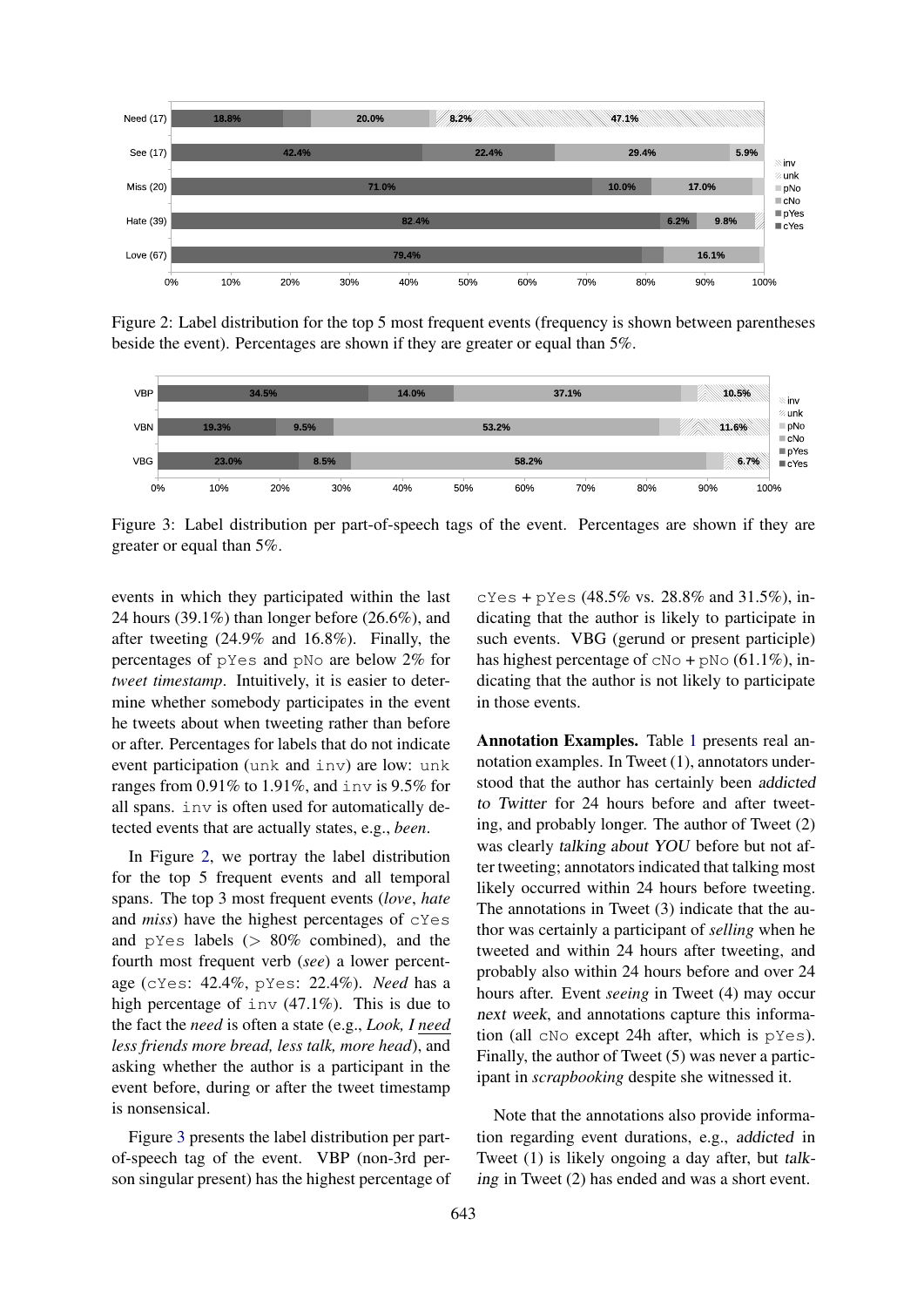Figure 2: Label distribution for the top 5 most frequent events (frequency is shown between parentheses beside the event). Percentages are shown if they are greater or equal than 5%.

Figure 3: Label distribution per part-of-speech tags of the event. Percentages are shown if they are greater or equal than 5%.

events in which they participated within the last 24 hours (39.1%) than longer before (26.6%), and after tweeting (24.9% and 16.8%). Finally, the percentages of pYes and pNo are below 2% for *tweet timestamp*. Intuitively, it is easier to determine whether somebody participates in the event he tweets about when tweeting rather than before or after. Percentages for labels that do not indicate event participation (unk and inv) are low: unk ranges from 0.91% to 1.91%, and inv is 9.5% for all spans. inv is often used for automatically detected events that are actually states, e.g., *been*.

In Figure 2, we portray the label distribution for the top 5 frequent events and all temporal spans. The top 3 most frequent events (*love*, *hate* and *miss*) have the highest percentages of cYes and pYes labels (> 80% combined), and the fourth most frequent verb (*see*) a lower percentage (cYes: 42.4%, pYes: 22.4%). *Need* has a high percentage of inv (47.1%). This is due to the fact the *need* is often a state (e.g., *Look, I need less friends more bread, less talk, more head*), and asking whether the author is a participant in the event before, during or after the tweet timestamp is nonsensical.

Figure 3 presents the label distribution per part-of-speech tag of the event. VBP (non-3rd person singular present) has the highest percentage of cYes + pYes (48.5% vs. 28.8% and 31.5%), indicating that the author is likely to participate in such events. VBG (gerund or present participle) has highest percentage of cNo + pNo (61.1%), indicating that the author is not likely to participate in those events.

**Annotation Examples.** Table 1 presents real annotation examples. In Tweet (1), annotators understood that the author has certainly been *addicted to Twitter* for 24 hours before and after tweeting, and probably longer. The author of Tweet (2) was clearly *talking about YOU* before but not after tweeting; annotators indicated that talking most likely occurred within 24 hours before tweeting. The annotations in Tweet (3) indicate that the author was certainly a participant of *selling* when he tweeted and within 24 hours after tweeting, and probably also within 24 hours before and over 24 hours after. Event *seeing* in Tweet (4) may occur *next week*, and annotations capture this information (all cNo except 24h after, which is pYes). Finally, the author of Tweet (5) was never a participant in *scrapbooking* despite she witnessed it.

Note that the annotations also provide information regarding event durations, e.g., *addicted* in Tweet (1) is likely ongoing a day after, but *talking* in Tweet (2) has ended and was a short event.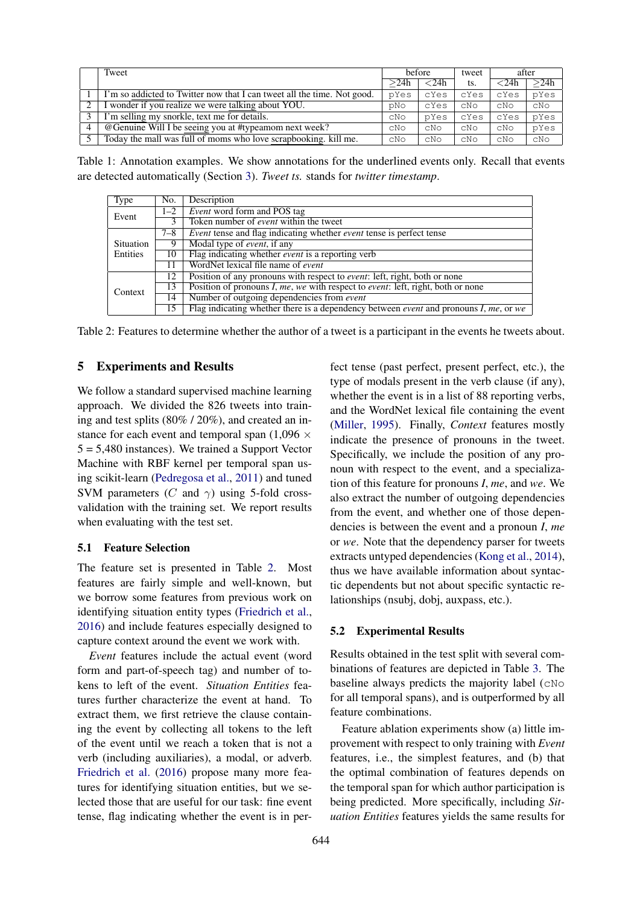| | Tweet | before | | tweet | after | |
|---|---|---|---|---|---|---|
| | | ≥24h | <24h | ts. | <24h | ≥24h |
| 1 | I'm so addicted to Twitter now that I can tweet all the time. Not good. | pYes | cYes | cYes | cYes | pYes |
| 2 | I wonder if you realize we were talking about YOU. | pNo | cYes | cNo | cNo | cNo |
| 3 | I'm selling my snorkle, text me for details. | cNo | pYes | cYes | cYes | pYes |
| 4 | @Genuine Will I be seeing you at #typeamom next week? | cNo | cNo | cNo | cNo | pYes |
| 5 | Today the mall was full of moms who love scrapbooking. kill me. | cNo | cNo | cNo | cNo | cNo |

Table 1: Annotation examples. We show annotations for the underlined events only. Recall that events are detected automatically (Section 3). *Tweet ts.* stands for *twitter timestamp*.

| Type | No. | Description |
|---|---|---|
| Event | 1–2 | *Event* word form and POS tag |
| | 3 | Token number of *event* within the tweet |
| Situation Entities | 7–8 | *Event* tense and flag indicating whether *event* tense is perfect tense |
| | 9 | Modal type of *event*, if any |
| | 10 | Flag indicating whether *event* is a reporting verb |
| | 11 | WordNet lexical file name of *event* |
| Context | 12 | Position of any pronouns with respect to *event*: left, right, both or none |
| | 13 | Position of pronouns *I*, *me*, *we* with respect to *event*: left, right, both or none |
| | 14 | Number of outgoing dependencies from *event* |
| | 15 | Flag indicating whether there is a dependency between *event* and pronouns *I*, *me*, or *we* |

Table 2: Features to determine whether the author of a tweet is a participant in the events he tweets about.

## 5 Experiments and Results

We follow a standard supervised machine learning approach. We divided the 826 tweets into training and test splits (80% / 20%), and created an instance for each event and temporal span (1,096 × 5 = 5,480 instances). We trained a Support Vector Machine with RBF kernel per temporal span using scikit-learn (Pedregosa et al., 2011) and tuned SVM parameters ($C$ and $\gamma$) using 5-fold cross-validation with the training set. We report results when evaluating with the test set.

### 5.1 Feature Selection

The feature set is presented in Table 2. Most features are fairly simple and well-known, but we borrow some features from previous work on identifying situation entity types (Friedrich et al., 2016) and include features especially designed to capture context around the event we work with.

*Event* features include the actual event (word form and part-of-speech tag) and number of tokens to left of the event. *Situation Entities* features further characterize the event at hand. To extract them, we first retrieve the clause containing the event by collecting all tokens to the left of the event until we reach a token that is not a verb (including auxiliaries), a modal, or adverb. Friedrich et al. (2016) propose many more features for identifying situation entities, but we selected those that are useful for our task: fine event tense, flag indicating whether the event is in perfect tense (past perfect, present perfect, etc.), the type of modals present in the verb clause (if any), whether the event is in a list of 88 reporting verbs, and the WordNet lexical file containing the event (Miller, 1995). Finally, *Context* features mostly indicate the presence of pronouns in the tweet. Specifically, we include the position of any pronoun with respect to the event, and a specialization of this feature for pronouns *I*, *me*, and *we*. We also extract the number of outgoing dependencies from the event, and whether one of those dependencies is between the event and a pronoun *I*, *me* or *we*. Note that the dependency parser for tweets extracts untyped dependencies (Kong et al., 2014), thus we have available information about syntactic dependents but not about specific syntactic relationships (nsubj, dobj, auxpass, etc.).

### 5.2 Experimental Results

Results obtained in the test split with several combinations of features are depicted in Table 3. The baseline always predicts the majority label (cNo for all temporal spans), and is outperformed by all feature combinations.

Feature ablation experiments show (a) little improvement with respect to only training with *Event* features, i.e., the simplest features, and (b) that the optimal combination of features depends on the temporal span for which author participation is being predicted. More specifically, including *Situation Entities* features yields the same results for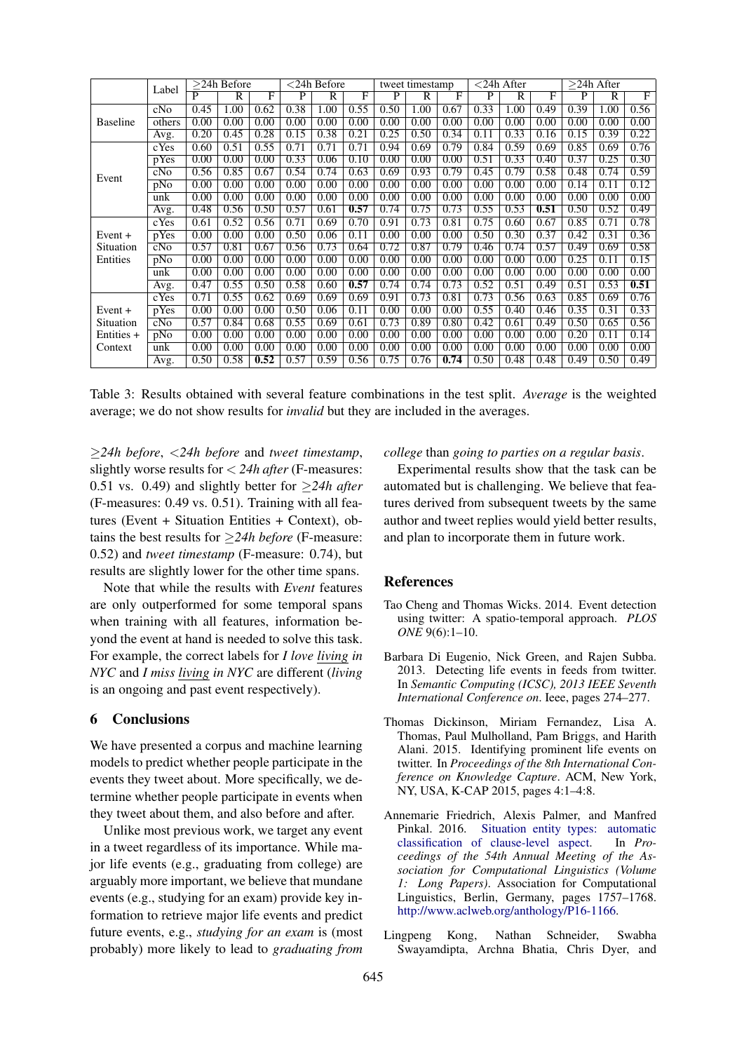| | Label | ≥24h Before | | | <24h Before | | | tweet timestamp | | | <24h After | | | ≥24h After | | |
|---|---|---|---|---|---|---|---|---|---|---|---|---|---|---|---|---|
| | | P | R | F | P | R | F | P | R | F | P | R | F | P | R | F |
| Baseline | cNo | 0.45 | 1.00 | 0.62 | 0.38 | 1.00 | 0.55 | 0.50 | 1.00 | 0.67 | 0.33 | 1.00 | 0.49 | 0.39 | 1.00 | 0.56 |
| | others | 0.00 | 0.00 | 0.00 | 0.00 | 0.00 | 0.00 | 0.00 | 0.00 | 0.00 | 0.00 | 0.00 | 0.00 | 0.00 | 0.00 | 0.00 |
| | Avg. | 0.20 | 0.45 | 0.28 | 0.15 | 0.38 | 0.21 | 0.25 | 0.50 | 0.34 | 0.11 | 0.33 | 0.16 | 0.15 | 0.39 | 0.22 |
| Event | cYes | 0.60 | 0.51 | 0.55 | 0.71 | 0.71 | 0.71 | 0.94 | 0.69 | 0.79 | 0.84 | 0.59 | 0.69 | 0.85 | 0.69 | 0.76 |
| | pYes | 0.00 | 0.00 | 0.00 | 0.33 | 0.06 | 0.10 | 0.00 | 0.00 | 0.00 | 0.51 | 0.33 | 0.40 | 0.37 | 0.25 | 0.30 |
| | cNo | 0.56 | 0.85 | 0.67 | 0.54 | 0.74 | 0.63 | 0.69 | 0.93 | 0.79 | 0.45 | 0.79 | 0.58 | 0.48 | 0.74 | 0.59 |
| | pNo | 0.00 | 0.00 | 0.00 | 0.00 | 0.00 | 0.00 | 0.00 | 0.00 | 0.00 | 0.00 | 0.00 | 0.00 | 0.14 | 0.11 | 0.12 |
| | unk | 0.00 | 0.00 | 0.00 | 0.00 | 0.00 | 0.00 | 0.00 | 0.00 | 0.00 | 0.00 | 0.00 | 0.00 | 0.00 | 0.00 | 0.00 |
| | Avg. | 0.48 | 0.56 | 0.50 | 0.57 | 0.61 | **0.57** | 0.74 | 0.75 | 0.73 | 0.55 | 0.53 | **0.51** | 0.50 | 0.52 | 0.49 |
| Event + Situation Entities | cYes | 0.61 | 0.52 | 0.56 | 0.71 | 0.69 | 0.70 | 0.91 | 0.73 | 0.81 | 0.75 | 0.60 | 0.67 | 0.85 | 0.71 | 0.78 |
| | pYes | 0.00 | 0.00 | 0.00 | 0.50 | 0.06 | 0.11 | 0.00 | 0.00 | 0.00 | 0.50 | 0.30 | 0.37 | 0.42 | 0.31 | 0.36 |
| | cNo | 0.57 | 0.81 | 0.67 | 0.56 | 0.73 | 0.64 | 0.72 | 0.87 | 0.79 | 0.46 | 0.74 | 0.57 | 0.49 | 0.69 | 0.58 |
| | pNo | 0.00 | 0.00 | 0.00 | 0.00 | 0.00 | 0.00 | 0.00 | 0.00 | 0.00 | 0.00 | 0.00 | 0.00 | 0.25 | 0.11 | 0.15 |
| | unk | 0.00 | 0.00 | 0.00 | 0.00 | 0.00 | 0.00 | 0.00 | 0.00 | 0.00 | 0.00 | 0.00 | 0.00 | 0.00 | 0.00 | 0.00 |
| | Avg. | 0.47 | 0.55 | 0.50 | 0.58 | 0.60 | **0.57** | 0.74 | 0.74 | 0.73 | 0.52 | 0.51 | 0.49 | 0.51 | 0.53 | **0.51** |
| Event + Situation Entities + Context | cYes | 0.71 | 0.55 | 0.62 | 0.69 | 0.69 | 0.69 | 0.91 | 0.73 | 0.81 | 0.73 | 0.56 | 0.63 | 0.85 | 0.69 | 0.76 |
| | pYes | 0.00 | 0.00 | 0.00 | 0.50 | 0.06 | 0.11 | 0.00 | 0.00 | 0.00 | 0.55 | 0.40 | 0.46 | 0.35 | 0.31 | 0.33 |
| | cNo | 0.57 | 0.84 | 0.68 | 0.55 | 0.69 | 0.61 | 0.73 | 0.89 | 0.80 | 0.42 | 0.61 | 0.49 | 0.50 | 0.65 | 0.56 |
| | pNo | 0.00 | 0.00 | 0.00 | 0.00 | 0.00 | 0.00 | 0.00 | 0.00 | 0.00 | 0.00 | 0.00 | 0.00 | 0.20 | 0.11 | 0.14 |
| | unk | 0.00 | 0.00 | 0.00 | 0.00 | 0.00 | 0.00 | 0.00 | 0.00 | 0.00 | 0.00 | 0.00 | 0.00 | 0.00 | 0.00 | 0.00 |
| | Avg. | 0.50 | 0.58 | **0.52** | 0.57 | 0.59 | 0.56 | 0.75 | 0.76 | **0.74** | 0.50 | 0.48 | 0.48 | 0.49 | 0.50 | 0.49 |

Table 3: Results obtained with several feature combinations in the test split. *Average* is the weighted average; we do not show results for *invalid* but they are included in the averages.

*≥24h before*, *<24h before* and *tweet timestamp*, slightly worse results for *< 24h after* (F-measures: 0.51 vs. 0.49) and slightly better for *≥24h after* (F-measures: 0.49 vs. 0.51). Training with all features (Event + Situation Entities + Context), obtains the best results for *≥24h before* (F-measure: 0.52) and *tweet timestamp* (F-measure: 0.74), but results are slightly lower for the other time spans.

Note that while the results with *Event* features are only outperformed for some temporal spans when training with all features, information beyond the event at hand is needed to solve this task. For example, the correct labels for *I love living in NYC* and *I miss living in NYC* are different (*living* is an ongoing and past event respectively).

## 6 Conclusions

We have presented a corpus and machine learning models to predict whether people participate in the events they tweet about. More specifically, we determine whether people participate in events when they tweet about them, and also before and after.

Unlike most previous work, we target any event in a tweet regardless of its importance. While major life events (e.g., graduating from college) are arguably more important, we believe that mundane events (e.g., studying for an exam) provide key information to retrieve major life events and predict future events, e.g., *studying for an exam* is (most probably) more likely to lead to *graduating from college* than *going to parties on a regular basis*.

Experimental results show that the task can be automated but is challenging. We believe that features derived from subsequent tweets by the same author and tweet replies would yield better results, and plan to incorporate them in future work.

## References

Tao Cheng and Thomas Wicks. 2014. Event detection using twitter: A spatio-temporal approach. *PLOS ONE* 9(6):1–10.

Barbara Di Eugenio, Nick Green, and Rajen Subba. 2013. Detecting life events in feeds from twitter. In *Semantic Computing (ICSC), 2013 IEEE Seventh International Conference on*. Ieee, pages 274–277.

Thomas Dickinson, Miriam Fernandez, Lisa A. Thomas, Paul Mulholland, Pam Briggs, and Harith Alani. 2015. Identifying prominent life events on twitter. In *Proceedings of the 8th International Conference on Knowledge Capture*. ACM, New York, NY, USA, K-CAP 2015, pages 4:1–4:8.

Annemarie Friedrich, Alexis Palmer, and Manfred Pinkal. 2016. Situation entity types: automatic classification of clause-level aspect. In *Proceedings of the 54th Annual Meeting of the Association for Computational Linguistics (Volume 1: Long Papers)*. Association for Computational Linguistics, Berlin, Germany, pages 1757–1768. http://www.aclweb.org/anthology/P16-1166.

Lingpeng Kong, Nathan Schneider, Swabha Swayamdipta, Archna Bhatia, Chris Dyer, and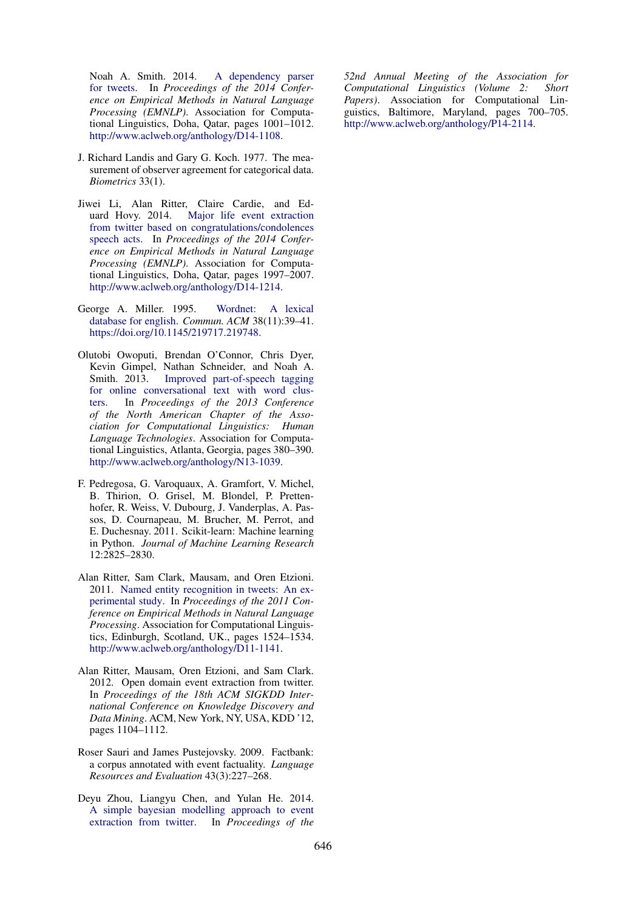Noah A. Smith. 2014. A dependency parser for tweets. In *Proceedings of the 2014 Conference on Empirical Methods in Natural Language Processing (EMNLP)*. Association for Computational Linguistics, Doha, Qatar, pages 1001–1012. http://www.aclweb.org/anthology/D14-1108.

J. Richard Landis and Gary G. Koch. 1977. The measurement of observer agreement for categorical data. *Biometrics* 33(1).

Jiwei Li, Alan Ritter, Claire Cardie, and Eduard Hovy. 2014. Major life event extraction from twitter based on congratulations/condolences speech acts. In *Proceedings of the 2014 Conference on Empirical Methods in Natural Language Processing (EMNLP)*. Association for Computational Linguistics, Doha, Qatar, pages 1997–2007. http://www.aclweb.org/anthology/D14-1214.

George A. Miller. 1995. Wordnet: A lexical database for english. *Commun. ACM* 38(11):39–41. https://doi.org/10.1145/219717.219748.

Olutobi Owoputi, Brendan O'Connor, Chris Dyer, Kevin Gimpel, Nathan Schneider, and Noah A. Smith. 2013. Improved part-of-speech tagging for online conversational text with word clusters. In *Proceedings of the 2013 Conference of the North American Chapter of the Association for Computational Linguistics: Human Language Technologies*. Association for Computational Linguistics, Atlanta, Georgia, pages 380–390. http://www.aclweb.org/anthology/N13-1039.

F. Pedregosa, G. Varoquaux, A. Gramfort, V. Michel, B. Thirion, O. Grisel, M. Blondel, P. Prettenhofer, R. Weiss, V. Dubourg, J. Vanderplas, A. Passos, D. Cournapeau, M. Brucher, M. Perrot, and E. Duchesnay. 2011. Scikit-learn: Machine learning in Python. *Journal of Machine Learning Research* 12:2825–2830.

Alan Ritter, Sam Clark, Mausam, and Oren Etzioni. 2011. Named entity recognition in tweets: An experimental study. In *Proceedings of the 2011 Conference on Empirical Methods in Natural Language Processing*. Association for Computational Linguistics, Edinburgh, Scotland, UK., pages 1524–1534. http://www.aclweb.org/anthology/D11-1141.

Alan Ritter, Mausam, Oren Etzioni, and Sam Clark. 2012. Open domain event extraction from twitter. In *Proceedings of the 18th ACM SIGKDD International Conference on Knowledge Discovery and Data Mining*. ACM, New York, NY, USA, KDD '12, pages 1104–1112.

Roser Sauri and James Pustejovsky. 2009. Factbank: a corpus annotated with event factuality. *Language Resources and Evaluation* 43(3):227–268.

Deyu Zhou, Liangyu Chen, and Yulan He. 2014. A simple bayesian modelling approach to event extraction from twitter. In *Proceedings of the 52nd Annual Meeting of the Association for Computational Linguistics (Volume 2: Short Papers)*. Association for Computational Linguistics, Baltimore, Maryland, pages 700–705. http://www.aclweb.org/anthology/P14-2114.